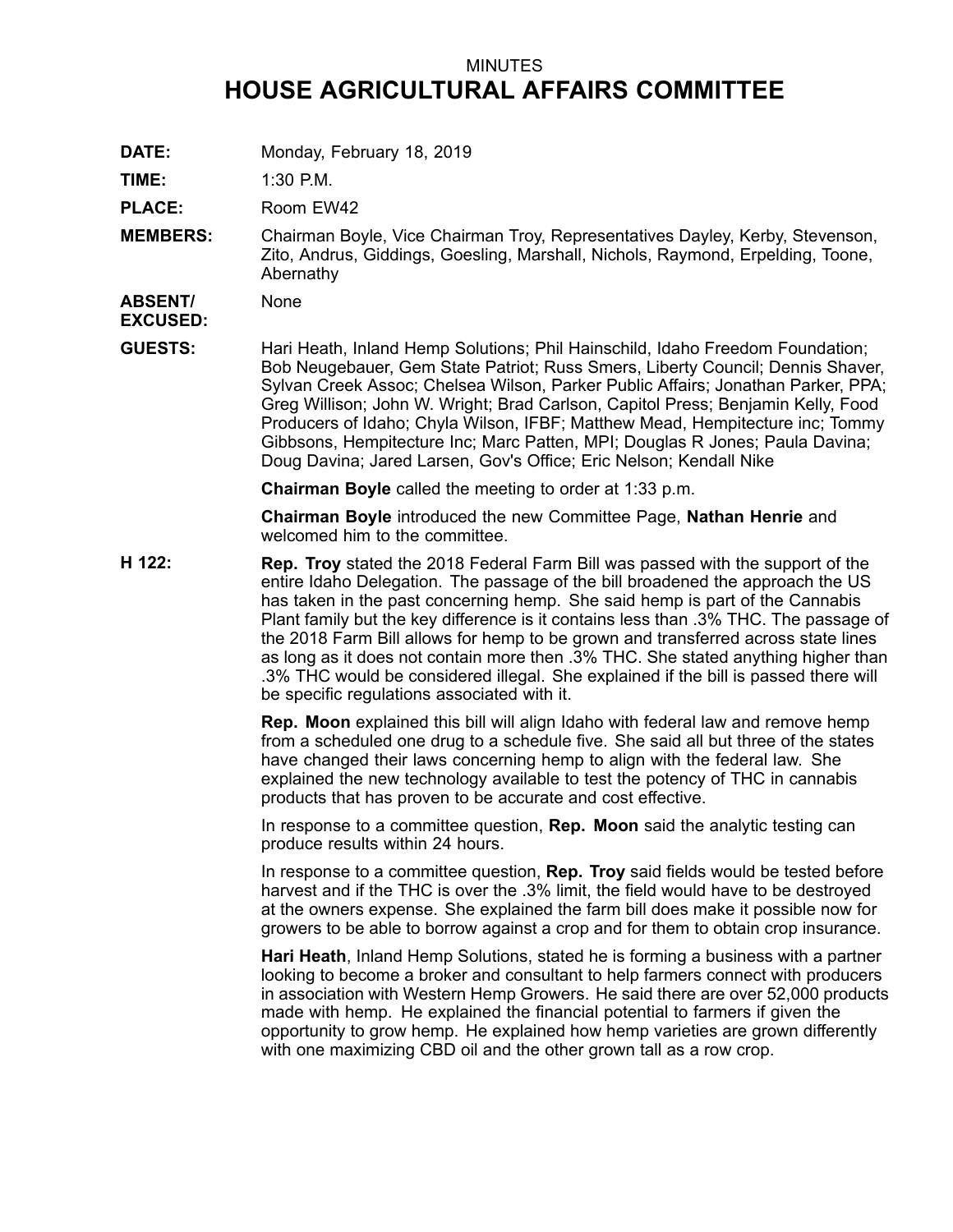MINUTES

# HOUSE AGRICULTURAL AFFAIRS COMMITTEE

**DATE:** Monday, February 18, 2019

**TIME:** 1:30 P.M.

**PLACE:** Room EW42

**MEMBERS:** Chairman Boyle, Vice Chairman Troy, Representatives Dayley, Kerby, Stevenson, Zito, Andrus, Giddings, Goesling, Marshall, Nichols, Raymond, Erpelding, Toone, Abernathy

**ABSENT/ EXCUSED:** None

**GUESTS:** Hari Heath, Inland Hemp Solutions; Phil Hainschild, Idaho Freedom Foundation; Bob Neugebauer, Gem State Patriot; Russ Smers, Liberty Council; Dennis Shaver, Sylvan Creek Assoc; Chelsea Wilson, Parker Public Affairs; Jonathan Parker, PPA; Greg Willison; John W. Wright; Brad Carlson, Capitol Press; Benjamin Kelly, Food Producers of Idaho; Chyla Wilson, IFBF; Matthew Mead, Hempitecture inc; Tommy Gibbsons, Hempitecture Inc; Marc Patten, MPI; Douglas R Jones; Paula Davina; Doug Davina; Jared Larsen, Gov's Office; Eric Nelson; Kendall Nike

**Chairman Boyle** called the meeting to order at 1:33 p.m.

**Chairman Boyle** introduced the new Committee Page, **Nathan Henrie** and welcomed him to the committee.

**H 122:** **Rep. Troy** stated the 2018 Federal Farm Bill was passed with the support of the entire Idaho Delegation. The passage of the bill broadened the approach the US has taken in the past concerning hemp. She said hemp is part of the Cannabis Plant family but the key difference is it contains less than .3% THC. The passage of the 2018 Farm Bill allows for hemp to be grown and transferred across state lines as long as it does not contain more then .3% THC. She stated anything higher than .3% THC would be considered illegal. She explained if the bill is passed there will be specific regulations associated with it.

**Rep. Moon** explained this bill will align Idaho with federal law and remove hemp from a scheduled one drug to a schedule five. She said all but three of the states have changed their laws concerning hemp to align with the federal law. She explained the new technology available to test the potency of THC in cannabis products that has proven to be accurate and cost effective.

In response to a committee question, **Rep. Moon** said the analytic testing can produce results within 24 hours.

In response to a committee question, **Rep. Troy** said fields would be tested before harvest and if the THC is over the .3% limit, the field would have to be destroyed at the owners expense. She explained the farm bill does make it possible now for growers to be able to borrow against a crop and for them to obtain crop insurance.

**Hari Heath**, Inland Hemp Solutions, stated he is forming a business with a partner looking to become a broker and consultant to help farmers connect with producers in association with Western Hemp Growers. He said there are over 52,000 products made with hemp. He explained the financial potential to farmers if given the opportunity to grow hemp. He explained how hemp varieties are grown differently with one maximizing CBD oil and the other grown tall as a row crop.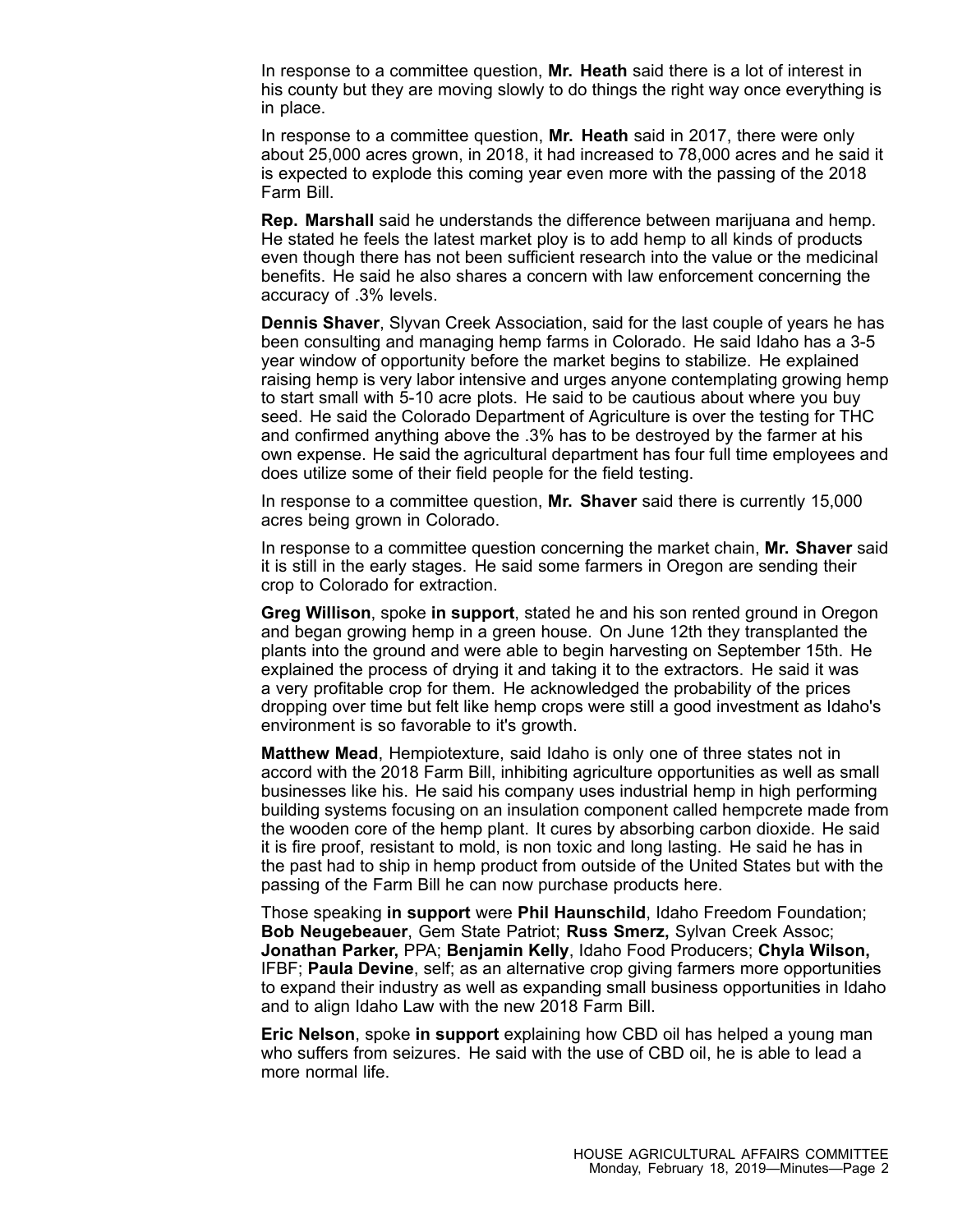In response to a committee question, **Mr. Heath** said there is a lot of interest in his county but they are moving slowly to do things the right way once everything is in place.

In response to a committee question, **Mr. Heath** said in 2017, there were only about 25,000 acres grown, in 2018, it had increased to 78,000 acres and he said it is expected to explode this coming year even more with the passing of the 2018 Farm Bill.

**Rep. Marshall** said he understands the difference between marijuana and hemp. He stated he feels the latest market ploy is to add hemp to all kinds of products even though there has not been sufficient research into the value or the medicinal benefits. He said he also shares a concern with law enforcement concerning the accuracy of .3% levels.

**Dennis Shaver**, Slyvan Creek Association, said for the last couple of years he has been consulting and managing hemp farms in Colorado. He said Idaho has a 3-5 year window of opportunity before the market begins to stabilize. He explained raising hemp is very labor intensive and urges anyone contemplating growing hemp to start small with 5-10 acre plots. He said to be cautious about where you buy seed. He said the Colorado Department of Agriculture is over the testing for THC and confirmed anything above the .3% has to be destroyed by the farmer at his own expense. He said the agricultural department has four full time employees and does utilize some of their field people for the field testing.

In response to a committee question, **Mr. Shaver** said there is currently 15,000 acres being grown in Colorado.

In response to a committee question concerning the market chain, **Mr. Shaver** said it is still in the early stages. He said some farmers in Oregon are sending their crop to Colorado for extraction.

**Greg Willison**, spoke **in support**, stated he and his son rented ground in Oregon and began growing hemp in a green house. On June 12th they transplanted the plants into the ground and were able to begin harvesting on September 15th. He explained the process of drying it and taking it to the extractors. He said it was a very profitable crop for them. He acknowledged the probability of the prices dropping over time but felt like hemp crops were still a good investment as Idaho's environment is so favorable to it's growth.

**Matthew Mead**, Hempiotexture, said Idaho is only one of three states not in accord with the 2018 Farm Bill, inhibiting agriculture opportunities as well as small businesses like his. He said his company uses industrial hemp in high performing building systems focusing on an insulation component called hempcrete made from the wooden core of the hemp plant. It cures by absorbing carbon dioxide. He said it is fire proof, resistant to mold, is non toxic and long lasting. He said he has in the past had to ship in hemp product from outside of the United States but with the passing of the Farm Bill he can now purchase products here.

Those speaking **in support** were **Phil Haunschild**, Idaho Freedom Foundation; **Bob Neugebeauer**, Gem State Patriot; **Russ Smerz,** Sylvan Creek Assoc; **Jonathan Parker,** PPA; **Benjamin Kelly**, Idaho Food Producers; **Chyla Wilson,** IFBF; **Paula Devine**, self; as an alternative crop giving farmers more opportunities to expand their industry as well as expanding small business opportunities in Idaho and to align Idaho Law with the new 2018 Farm Bill.

**Eric Nelson**, spoke **in support** explaining how CBD oil has helped a young man who suffers from seizures. He said with the use of CBD oil, he is able to lead a more normal life.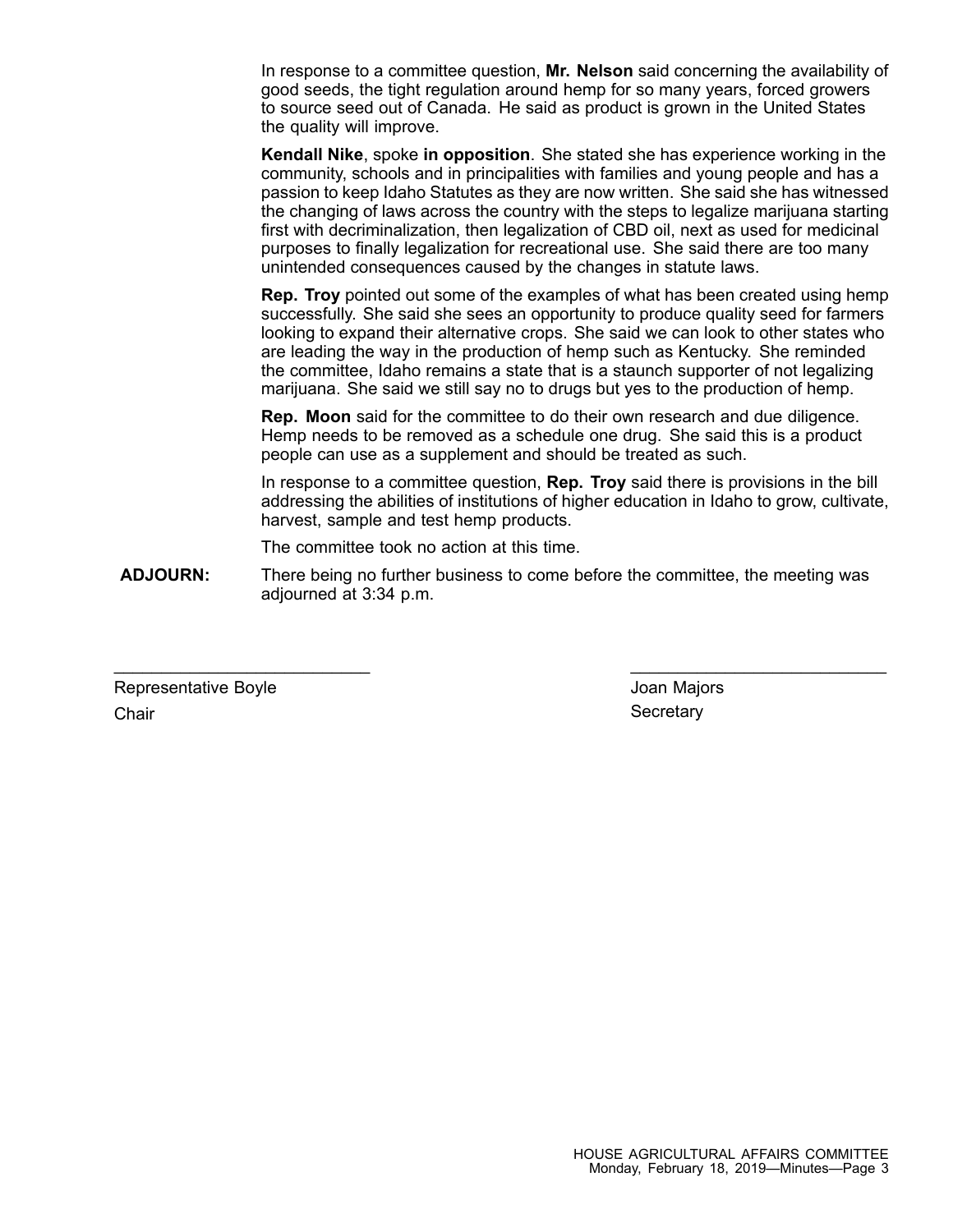In response to a committee question, **Mr. Nelson** said concerning the availability of good seeds, the tight regulation around hemp for so many years, forced growers to source seed out of Canada. He said as product is grown in the United States the quality will improve.

**Kendall Nike**, spoke **in opposition**. She stated she has experience working in the community, schools and in principalities with families and young people and has a passion to keep Idaho Statutes as they are now written. She said she has witnessed the changing of laws across the country with the steps to legalize marijuana starting first with decriminalization, then legalization of CBD oil, next as used for medicinal purposes to finally legalization for recreational use. She said there are too many unintended consequences caused by the changes in statute laws.

**Rep. Troy** pointed out some of the examples of what has been created using hemp successfully. She said she sees an opportunity to produce quality seed for farmers looking to expand their alternative crops. She said we can look to other states who are leading the way in the production of hemp such as Kentucky. She reminded the committee, Idaho remains a state that is a staunch supporter of not legalizing marijuana. She said we still say no to drugs but yes to the production of hemp.

**Rep. Moon** said for the committee to do their own research and due diligence. Hemp needs to be removed as a schedule one drug. She said this is a product people can use as a supplement and should be treated as such.

In response to a committee question, **Rep. Troy** said there is provisions in the bill addressing the abilities of institutions of higher education in Idaho to grow, cultivate, harvest, sample and test hemp products.

The committee took no action at this time.

**ADJOURN:** There being no further business to come before the committee, the meeting was adjourned at 3:34 p.m.

___________________________ ___________________________

Representative Boyle
Chair

Joan Majors
Secretary